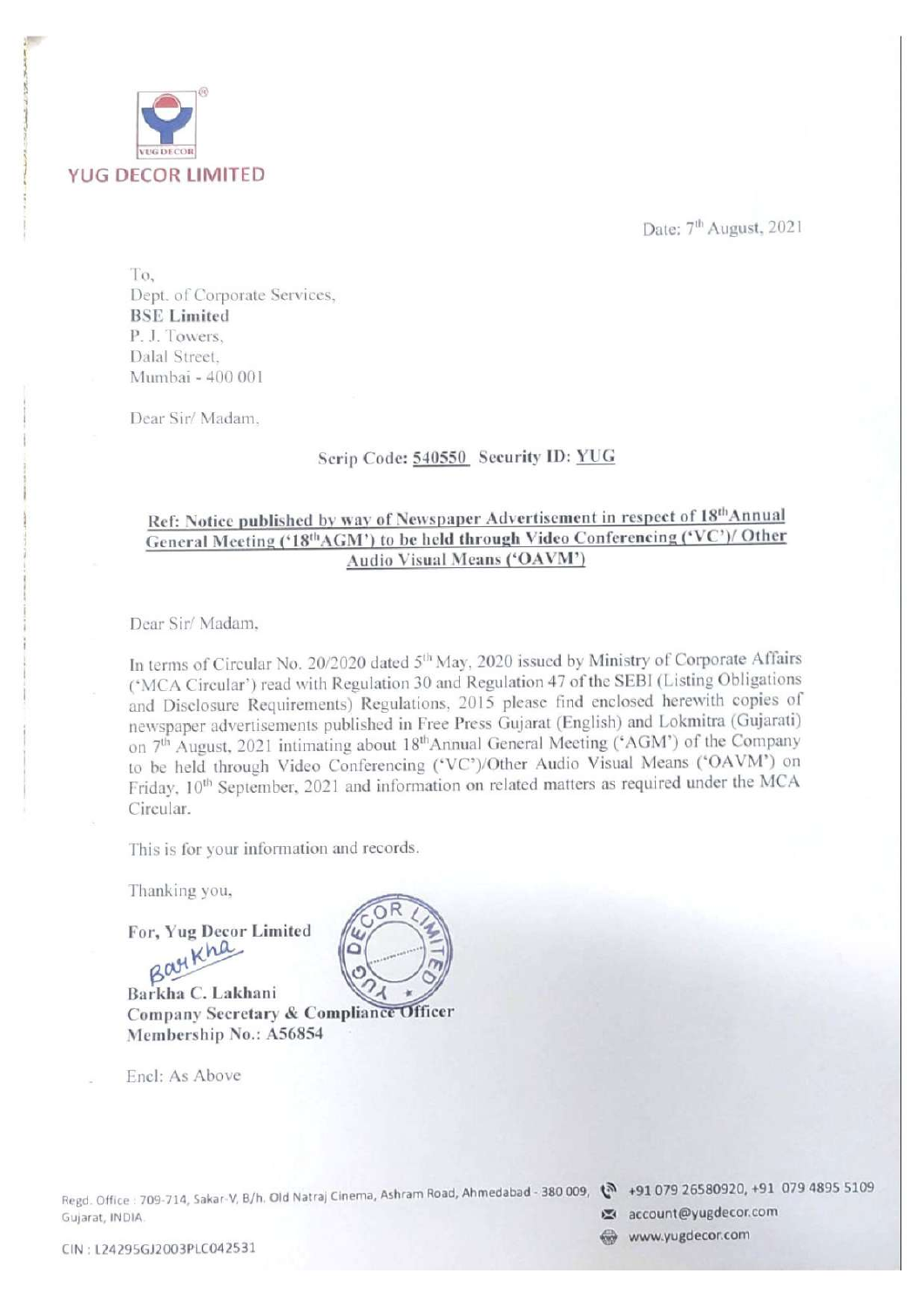**YUG DECOR LIMITED**

Date: 7th August, 2021

To,
Dept. of Corporate Services,
**BSE Limited**
P. J. Towers,
Dalal Street,
Mumbai - 400 001

Dear Sir/ Madam,

Scrip Code: **540550** Security ID: **YUG**

**Ref: Notice published by way of Newspaper Advertisement in respect of 18th Annual General Meeting ('18th AGM') to be held through Video Conferencing ('VC')/ Other Audio Visual Means ('OAVM')**

Dear Sir/ Madam,

In terms of Circular No. 20/2020 dated 5th May, 2020 issued by Ministry of Corporate Affairs ('MCA Circular') read with Regulation 30 and Regulation 47 of the SEBI (Listing Obligations and Disclosure Requirements) Regulations, 2015 please find enclosed herewith copies of newspaper advertisements published in Free Press Gujarat (English) and Lokmitra (Gujarati) on 7th August, 2021 intimating about 18th Annual General Meeting ('AGM') of the Company to be held through Video Conferencing ('VC')/Other Audio Visual Means ('OAVM') on Friday, 10th September, 2021 and information on related matters as required under the MCA Circular.

This is for your information and records.

Thanking you,

**For, Yug Decor Limited**

Barkha

**Barkha C. Lakhani**
**Company Secretary & Compliance Officer**
**Membership No.: A56854**

Encl: As Above

Regd. Office : 709-714, Sakar-V, B/h. Old Natraj Cinema, Ashram Road, Ahmedabad - 380 009, Gujarat, INDIA.
CIN : L24295GJ2003PLC042531
+91 079 26580920, +91 079 4895 5109
account@yugdecor.com
www.yugdecor.com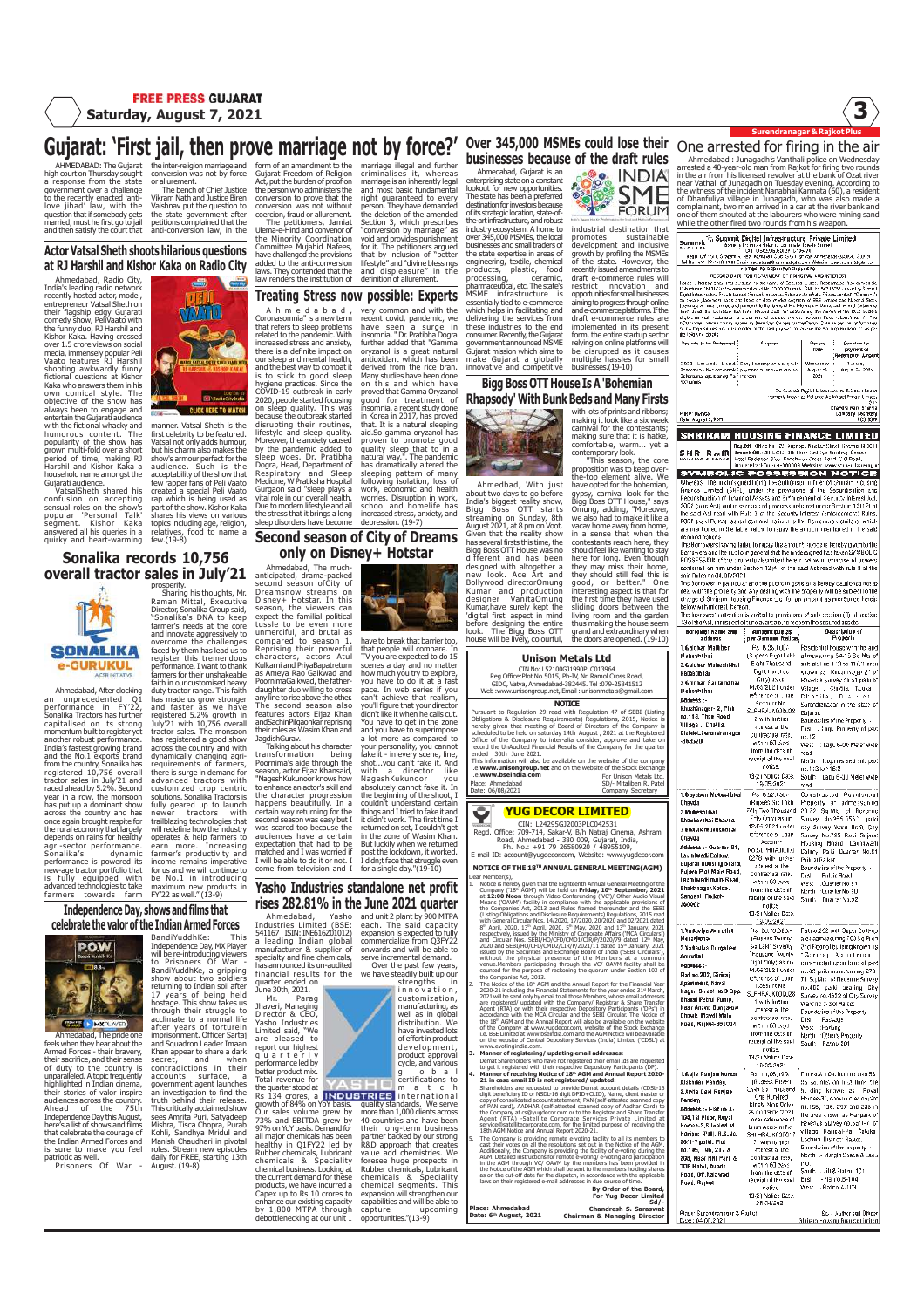# Gujarat: 'First jail, then prove marriage not by force?'

AHMEDABAD: The Gujarat high court on Thursday sought a response from the state government over a challenge to the recently enacted 'anti-love jihad' law, with the question that if somebody gets married, must he first go to jail and then satisfy the court that the inter-religion marriage and conversion was not by force or allurement.

The bench of Chief Justice Vikram Nath and Justice Biren Vaishnav put the question to the state government after petitions complained that the anti-conversion law, in the form of an amendment to the Gujarat Freedom of Religion Act, put the burden of proof on the person who administers the conversion to prove that the conversion was not without coercion, fraud or allurement.

The petitioners, Jamiat Ulema-e-Hind and convenor of the Minority Coordination Committee Mujahid Nafees, have challenged the provisions added to the anti-conversion laws. They contended that the law renders the institution of marriage illegal and further criminalises it, whereas marriage is an inherently legal and most basic fundamental right guaranteed to every person. They have demanded the deletion of the amended Section 3, which prescribes "conversion by marriage" as void and provides punishment for it. The petitioners argued that by inclusion of "better lifestyle" and "divine blessings and displeasure" in the definition of allurement.

## Actor Vatsal Sheth shoots hilarious questions at RJ Harshil and Kishor Kaka on Radio City

Ahmedabad, Radio City, India's leading radio network recently hosted actor, model, entrepreneur Vatsal Sheth on their flagship edgy Gujarati comedy show, PeliVaato with the funny duo, RJ Harshil and Kishor Kaka. Having crossed over 1.5 crore views on social media, immensely popular Peli Vaato features RJ Harshil shooting awkwardly funny fictional questions at Kishor Kaka who answers them in his own comical style. The objective of the show has always been to engage and entertain the Gujarati audience with the fictional whacky and humorous content. The popularity of the show has grown multi-fold over a short period of time, making RJ Harshil and Kishor Kaka a household name amongst the Gujarati audience.

VatsalSheth shared his confusion on accepting sensual roles on the show's popular 'Personal Talk' segment. Kishor Kaka answered all his queries in a quirky and heart-warming manner. Vatsal Sheth is the first celebrity to be featured. Vatsal not only adds humour, but his charm also makes the show's armour perfect for the audience. Such is the acceptability of the show that few rapper fans of Peli Vaato created a special Peli Vaato rap which is being used as part of the show. Kishor Kaka shares his views on various topics including age, religion, relatives, food to name a few.(19-8)

## Sonalika records 10,756 overall tractor sales in July'21

Ahmedabad, After clocking an unprecedented Q1 performance in FY'22, Sonalika Tractors has further capitalised on its strong momentum built to register yet another robust performance. India's fastest growing brand and the No.1 exports brand from the country, Sonalika has registered 10,756 overall tractor sales in July'21 and raced ahead by 5.2%. Second year in a row, the monsoon has put up a dominant show across the country and has once again brought respite for the rural economy that largely depends on rains for healthy agri-sector performance. Sonalika's dynamic performance is powered its new-age tractor portfolio that is fully equipped with advanced technologies to take farmers towards farm prosperity.

Sharing his thoughts, Mr. Raman Mittal, Executive Director, Sonalika Group said, "Sonalika's DNA to keep farmer's needs at the core and innovate to overcome the challenges faced by them has led us to register this tremendous performance. I want to thank farmers for their unshakeable faith in our customised heavy duty tractor range. This faith has made us grow stronger and faster as we have registered 5.2% growth in July'21 with 10,756 overall tractor sales. The monsoon has registered a good show across the country and with dynamically changing agri-requirements of farmers, there is surge in demand for advanced tractors with customized crop centric solutions. Sonalika Tractors is fully geared up to launch newer tractors with trailblazing technologies that will redefine how the industry operates & help farmers to earn more. Increasing farmer's productivity and income remains imperative for us and we will continue to be No.1 in introducing maximum new products in FY'22 as well." (13-9)

## Independence Day, Shows and films that celebrate the valor of the Indian Armed Forces

Ahmedabad, The pride one feels when they hear about the Armed Forces - their bravery, their sacrifice, and their sense of duty to the country is unparalleled. A topic frequently highlighted in Indian cinema, their stories of valor inspire audiences across the country. Ahead of the 75th Independence Day this August, here's a list of shows and films that celebrate the courage of the Indian Armed Forces and is sure to make you feel patriotic as well.

Prisoners Of War - BandiYuddhKe: This Independence Day, MX Player will be re-introducing viewers to Prisoners Of War - BandiYuddhKe, a gripping show about two soldiers returning to Indian soil after 17 years of being held hostage. This show takes us through their struggle to acclimate to a normal life after years of torturein imprisonment. Officer Sartaj and Squadron Leader Imaan Khan appear to share a dark secret, and when contradictions in their accounts surface, a government agent launches an investigation to find the truth behind their release. This critically acclaimed show sees Amrita Puri, Satyadeep Mishra, Tisca Chopra, Purab Kohli, Sandhya Mridul and Manish Chaudhari in pivotal roles. Stream new episodes daily for FREE, starting 13th August. (19-8)

## Treating Stress now possible: Experts

Ahmedabad, Coronasomnia" is a new term that refers to sleep problems related to the pandemic. With increased stress and anxiety, there is a definite impact on our sleep and mental health, and the best way to combat it is to stick to good sleep hygiene practices. Since the COVID-19 outbreak in early 2020, people started focusing on sleep quality. This was because the outbreak started disrupting their routines, lifestyle and sleep quality. Moreover, the anxiety caused by the pandemic also led to sleep woes. Dr. Pratibha Dogra, Head, Department of Respiratory and Sleep Medicine, W Pratiksha Hospital Gurgaon said "sleep plays a vital role in our overall health. Due to modern lifestyle and all the stress that it brings a long sleep disorders have become very common and with the recent covid, pandemic, we have seen a surge in insomnia. " Dr. Pratibha Dogra further added that "Gamma oryzanol is a great natural antioxidant which has been derived from the rice bran. Many studies have been done on this and which have proved that Gamma Oryzanol good for treatment of insomnia, a recent study done in Korea in 2017, has proved that. It is a natural sleeping aid.So gamma oryzanol has proven to promote good quality sleep that to in a natural way.". The pandemic has dramatically altered the sleeping pattern of many following isolation, loss of work, economic and health worries. Disruption in work, school and homelife has increased stress, anxiety, and depression. (19-7)

## Second season of City of Dreams only on Disney+ Hotstar

Ahmedabad, The much-anticipated, drama-packed second season ofCity of Dreamsnow streams on Disney+ Hotstar. In this season, the viewers can expect the familial political tussle to be even more unmerciful, and brutal as compared to season 1. Reprising their powerful characters, actors Atul Kulkarni and PriyaBapatreturn as Ameya Rao Gaikwad and PoornimaGaikwad, the father-daughter duo willing to cross any line to rise above the other. The second season also features actors Eijaz Khan andSachinPilgaonkar reprising their roles as Wasim Khan and JagdishGurav.

Talking about his character transformation being Poornima's aide through the season, actor Eijaz Khansaid, "NageshKukunoor knows how to enhance an actor's skill and the character progression happens beautifully. In a certain way returning for the second season was easy but I was scared too because the audiences have a certain expectation that had to be matched and I was worried if I will be able to do it or not. I come from television and I have to break that barrier too, that people will compare. In TV you are expected to do 15 scenes a day and no matter how much you try to explore, you have to do it at a fast pace. In web series if you can't achieve that realism, you'll figure that your director didn't like it when he calls cut. You have to get in the zone and you have to superimpose a lot more as compared to your personality, you cannot fake it - in every scene, line, shot...you can't fake it. And with a director like NageshKukunoor you absolutely cannot fake it. In the beginning of the shoot, I couldn't understand certain things and I tried to fake it and it didn't work. The first time I returned on set, I couldn't get in the zone of Wasim Khan. But luckily when we returned post the lockdown, it worked. I didn't face that struggle even for a single day."(19-10)

## Yasho Industries standalone net profit rises 282.81% in the June 2021 quarter

Ahmedabad, Yasho Industries Limited (BSE: 541167 | ISIN: INE616Z01012) a leading Indian global manufacturer & supplier of specialty and fine chemicals, has announced its un-audited financial results for the quarter ended on June 30th, 2021.

Mr. Parag Jhaveri, Managing Director & CEO, Yasho Industries Limited said, "We are pleased to report our highest quarterly performance led by better product mix. Total revenue for the quarter stood at Rs 134 crores, a growth of 84% on YoY basis. Our sales volume grew by 73% and EBITDA grew by 97% on YoY basis. Demand for all major chemicals has been healthy in Q1FY22 led by Rubber chemicals, Lubricant chemicals & Speciality chemical business. Looking at the current demand for these products, we have incurred a Capex up to Rs 10 crores to enhance our existing capacity by 1,800 MTPA through debottlenecking at our unit 1 and unit 2 plant by 900 MTPA each. The said capacity expansion is expected to fully commercialize from Q3FY22 onwards and will be able to serve incremental demand.

Over the past few years, we have steadily built up our strengths in innovation, customization, manufacturing, as well as in global distribution. We have invested lots of effort in product development, product approval cycle, and various global certifications to match international quality standards. We serve more than 1,000 clients across 40 countries and have been their long-term business partner backed by our strong R&D approach that creates value add chemistries. We foresee huge prospects in Rubber chemicals, Lubricant chemicals & Speciality chemical segments. This expansion will strengthen our capabilities and will be able to capture upcoming opportunities."(13-9)

## Over 345,000 MSMEs could lose their businesses because of the draft rules

Ahmedabad, Gujarat is an enterprising state on a constant lookout for new opportunities. The state has been a preferred destination for investors because of its strategic location, state-of-the-art infrastructure, and robust industry ecosystem. A home to over 345,000 MSMEs, the local businesses and small traders of the state expertise in areas of engineering, textile, chemical products, plastic, food processing, ceramic, pharmaceutical, etc. The state's MSME infrastructure is essentially tied to e-commerce which helps in facilitating and delivering the services from these industries to the end consumer. Recently, the Gujarat government announced MSME Gujarat mission which aims to make Gujarat a globally innovative and competitive industrial destination that promotes sustainable development and inclusive growth by profiling the MSMEs of the state. However, the recently issued amendments to draft e-commerce rules will restrict innovation and opportunities for small businesses aiming to progress through online and e-commerce platforms. If the draft e-commerce rules are implemented in its present form, the entire startup sector relying on online platforms will be disrupted as it causes multiple hassles for small businesses.(19-10)

## Bigg Boss OTT House Is A 'Bohemian Rhapsody' With Bunk Beds and Many Firsts

Ahmedabad, With just about two days to go before India's biggest reality show, Bigg Boss OTT starts streaming on Sunday, 8th August 2021, at 8 pm on Voot. Given that the reality show has several firsts this time, the Bigg Boss OTT House was no different and has been designed with altogether a new look. Ace Art and Bollywood directorOmung Kumar and production designer VanitaOmung Kumar, have kept the 'digital first' aspect in mind before designing the entire look. The Bigg Boss OTT house will be lively, colourful, with lots of prints and ribbons; making it look like a six week carnival for the contestants; making sure that it is bathe, comfortable, warm... yet a contemporary look.

"This season, the core proposition was to keep over-the-top element alive. We have opted for the bohemian, gypsy, carnival look for the Bigg Boss OTT House," says Omung, adding, "Moreover, we also had to make it like a vacay home away from home, in a sense that when the contestants reach here, they should feel like wanting to stay here for long. Even though they may miss their home, they should still feel this is good, or better." One interesting aspect is that for the first time they have used sliding doors between the living room and the garden thus making the house seem grand and extraordinary when the doors are opened. (19-10)

## Unison Metals Ltd

CIN No: L52100GJ1990PLC013964
Reg.Office:Plot No.5015, Ph-IV, Nr. Ramol Cross Road, GIDC, Vatva, Ahmedabad-382445. Tel :079-25841512
Web :www.unisongroup.net, Email : unisonmetals@gmail.com

**NOTICE**

Pursuant to Regulation 29 read with Regulation 47 of SEBI (Listing Obligations & Disclosure Requirements) Regulations, 2015, Notice is hereby given that meeting of Board of Directors of the Company is scheduled to be held on saturday 14th August , 2021 at the Registered Office of the company interalia to consider, approve and take on record the UnAudited Financial Results of the Company for the quarter ended 30th June 2021.

This information will also be available on the website of the company i.e. www.unisongroup.net and on the website of the Stock Exchange i.e.www.bseindia.com

Place: Ahmedabad
Date: 06/08/2021

For Unison Metals Ltd.
SD/- Mitalben R. Patel
Company Secretary

## YUG DECOR LIMITED

CIN: L24295GJ2003PLC042531
Regd. Office: 709-714, Sakar-V, B/h Natraj Cinema, Ashram Road, Ahmedabad - 380 009, Gujarat, India,
Ph. No.: +91 79 26580920 / 48955109,
E-mail ID: account@yugdecor.com, Website: www.yugdecor.com

**NOTICE OF THE 18TH ANNUAL GENERAL MEETING(AGM)**

Dear Member(s),

1. Notice is hereby given that the Eighteenth Annual General Meeting of the Company ("18th AGM") will be held on **Friday, 10th September, 2021** at **12:00 Noon** through Video Conferencing ('VC')/ Other Audio Visual Means ('OAVM') facility in compliance with the applicable provisions of the Companies Act, 2013 and Rules framed thereunder and the SEBI (Listing Obligations and Disclosure Requirements) Regulations, 2015 read with General Circular Nos. 14/2020, 17/2020, 20/2020 and 02/2021 dated 8th April, 2020, 13th April, 2020, 5th May, 2020 and 13th January, 2021 respectively, issued by the Ministry of Corporate Affairs ('MCA Circulars') and Circular Nos. SEBI/HO/CFD/CMD1/CIR/P/2020/79 dated 12th May, 2020 and SEBI/HO/CFD/CMD2/CIR/P/2021/11 dated 15th January, 2021 issued by the Securities and Exchange Board of India ('SEBI Circulars'), without the physical presence of the Members at a common venue.Members participating through the VC/ OAVM facility shall be counted for the purpose of reckoning the quorum under Section 103 of the Companies Act, 2013.
2. The Notice of the 18th AGM and the Annual Report for the Financial Year 2020-21 including the Financial Statements for the year ended 31st March, 2021 will be send only by email to all the Members, whose email addresses are registered/ updated with the Company/ Registrar & Share Transfer Agent ('RTA') or with their respective Depository Participants ('DPs') in accordance with the MCA Circular and the SEBI Circular. The Notice of the 18th AGM and the Annual Report will also be available on the website of the Company at www.yugdecor.com, website of the Stock Exchange i.e. BSE Limited at www.bseindia.com and the AGM Notice will be available on the website of Central Depository Services (India) Limited ('CDSL') at www.evotingindia.com.
3. **Manner of registering / updating email addresses:**
   Demat Shareholders who have not registered their email Ids are requested to get it registered with their respective Depository Participants (DP).
4. **Manner of receiving Notice of 18th AGM and Annual Report 2020-21 in case email ID is not registered/ updated:**
   Shareholders are requested to provide Demat account details (CDSL-16 digit beneficiary ID or NSDL-16 digit DPID+CLID), Name, client master or copy of consolidated account statement, PAN (self-attested scanned copy of PAN card), AADHAR (self-attested scanned copy of Aadhar Card) to the Company at cs@yugdecor.com or to the Registrar and Share Transfer Agent (RTA) -Satellite Corporate Services Private Limited at service@satellitecorporate.com, for the limited purpose of receiving the 18th AGM Notice and Annual Report 2020-21.
5. The Company is providing remote e-voting facility to all its members to cast their votes on all the resolutions set out in the Notice of the AGM. Additionally, the Company is providing the facility of e-voting during the AGM. Detailed instructions for remote e-voting/ e-voting and participation in the AGM through VC/ OAVM by the members has been provided in the Notice of the AGM which shall be sent to the members holding shares as on the cut-off date for the dispatch, in accordance with the applicable laws on their registered e-mail addresses in due course of time.

Place: Ahmedabad
Date: 6th August, 2021

By Order of the Board,
For Yug Decor Limited
Sd/-
Chandresh S. Saraswat
Chairman & Managing Director

## One arrested for firing in the air

Ahmedabad : Junagadh's Vanthali police on Wednesday arrested a 40-year-old man from Rajkot for firing two rounds in the air from his licensed revolver at the bank of Ozat river near Vathali of Junagadh on Tuesday evening. According to the witness of the incident Nanabhai Karmata (60), a resident of Dhanfuliya village in Junagadh, who was also made a complainant, two men arrived in a car at the river bank and one of them shouted at the labourers who were mining sand while the other fired two rounds from his weapon.

## Summit Digital Infrastructure Private Limited

**RECORD DATE FOR REPAYMENT OF PRINCIPAL AND INTEREST**

| Security to be Redeemed | Purpose | Record Date | Date due for payment/ Redemption Amount |
|---|---|---|---|
| | | | |

Place: Mumbai
Date: August 5, 2021

For Summit Digital Infrastructure Private Limited
Chandni Mehta
Company Secretary

## SHRIRAM HOUSING FINANCE LIMITED

**SYMBOLIC POSSESSION NOTICE**

| Borrower Name and address | Amount due as per Demand Notice | Description of Property |
|---|---|---|
| 1. Kalubhai Mansingbhai Mahesakiya 2. Kalubhai Maheshbhai Kalasakiya 3. ... | Rs. 8,35,.../- (Rupees Eight Lakh ... Only) as on 14-09-2020 ... 13-21 Notice Date 19-05-2021 | Residential house ... village ... Chotila, Taluka Chotila ... Gujarat. |
| 1. ... Chavda 2. Mukeshbhai Shankarbhai Chavda 3. ... | Rs. 6,62,.../- ... 13-21 Notice Date 19-05-2021 | Constructed Residential Property ... Rajkot ... |
| 1. Nakuliya Arvindbhai Maneshbhai 2. Nakuliya Bhaglalbhai ... | Rs. 20,00,000/- ... 13-21 Notice Date 19-05-2021 | ... |
| 1. Raiya Ranjan Kumar ... 2. ... | Rs. ... 13-21 Notice Date 19-05-2021 | ... |

Place: Surendranagar & Rajkot
Date: 04-08-2021

Sd/- Authorised Officer
Shriram Housing Finance Limited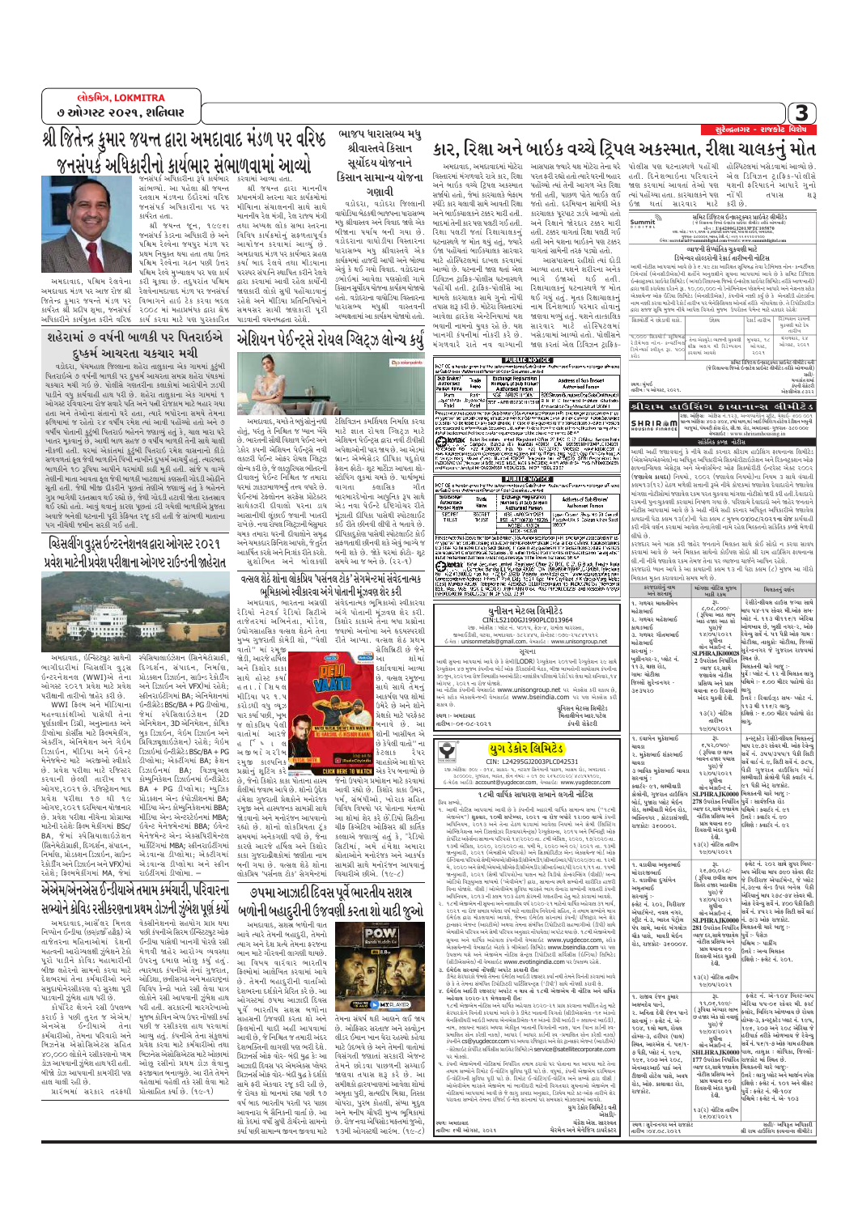# શ્રી જિતેન્દ્ર કુમાર જયન્ત દ્વારા અમદાવાદ મંડળ પર વરિષ્ઠ જનસંપર્ક અધિકારીનો કાર્યભાર સંભાળવામાં આવ્યો

# ભાજપ ધારાસભ્ય મધુ શ્રીવાસ્તવે કિસાન સૂર્યોદય યોજનાને કિસાન સામાન્ય યોજના ગણાવી

# કાર, રિક્ષા અને બાઇક વચ્ચે ટ્રિપલ અકસ્માત, રીક્ષા ચાલકનું મોત

# શહેરામાં ૭ વર્ષની બાળકી પર પિતરાઈએ દુષ્કર્મ આચરતા ચકચાર મચી

# એશિયન પેઈન્ટ્સે રોયલ ગ્લિટ્ઝ લોન્ચ કર્યું

# વિસલિંગ વુડ્સ ઈન્ટરનેશનલ દ્વારા ઓગસ્ટ ૨૦૨૧ પ્રવેશ માટેની પ્રવેશ પરીક્ષાના ઓગસ્ટ રાઉન્ડની જાહેરાત

# વત્સલ શેઠે શાંના લોકપ્રિય 'પર્સનલ ટોક' સેગમેન્ટમાં સંવેદનાત્મક ભૂમિકાઓ સ્વીકારવા અંગે પોતાની મૂંઝવણ શેર કરી

# એએમ/એનએસ ઈન્ડિયાએ તમામ કર્મચારી, પરિવારના સભ્યોને કોવિડ રસીકરણના પ્રથમ ડોઝની ઝુંબેશ પૂર્ણ કરી

# ઉપમા આઝાદી દિવસ પૂર્વે ભારતીય સશસ્ત્ર બળોની બહાદુરીની ઉજવણી કરતા શો યાદી જુઓ

## PUBLIC NOTICE

## યુનિસન મેટલ્સ લિમિટેડ

CIN:L52100GJ1990PLC013964

## યુગ ડેકોર લિમિટેડ

CIN: L24295GJ2003PLC042531

## શ્રીરામ હાઉસિંગ ફાયનાન્સ લિમિટેડ

## સમિટ ડિજિટલ ઈન્ફ્રાસ્ટ્રક્ચર પ્રાઈવેટ લિમિટેડ